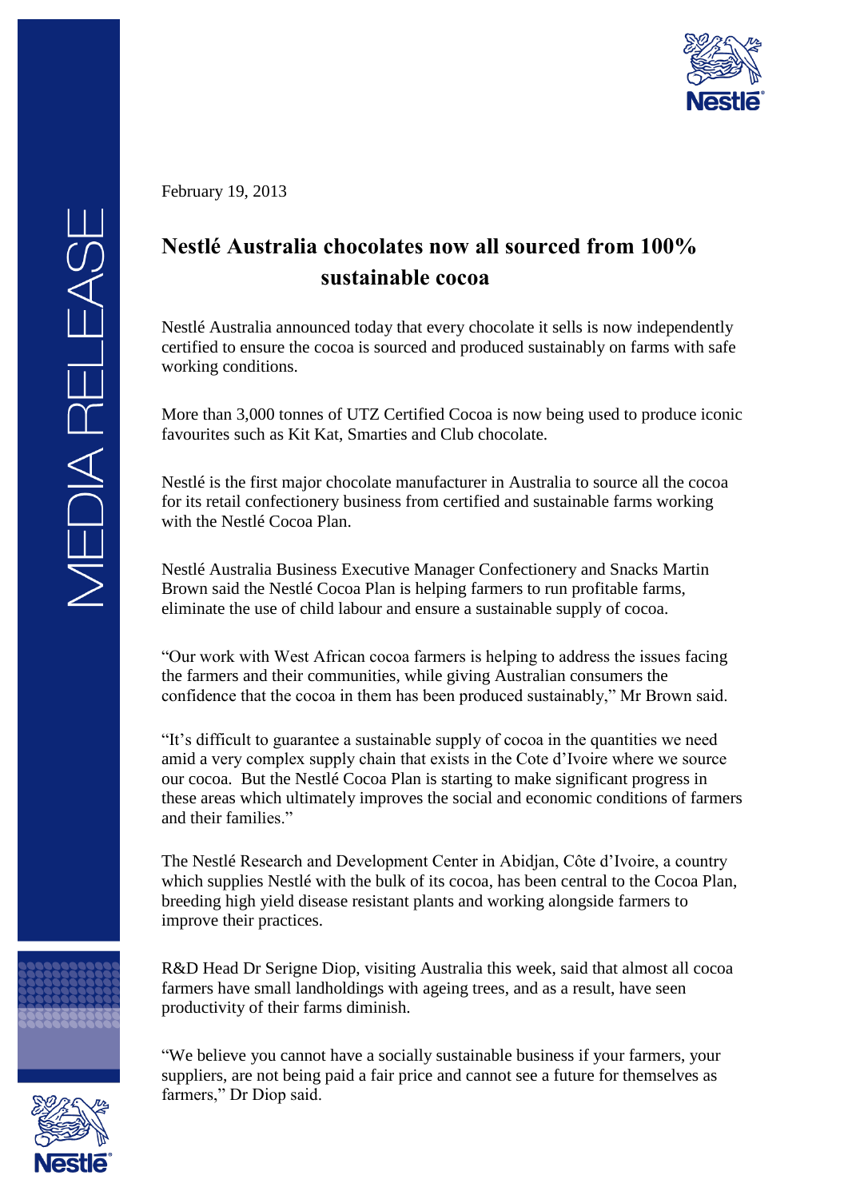February 19, 2013

# Nestlé Australia chocolates now all sourced from 100% sustainable cocoa

Nestlé Australia announced today that every chocolate it sells is now independently certified to ensure the cocoa is sourced and produced sustainably on farms with safe working conditions.

More than 3,000 tonnes of UTZ Certified Cocoa is now being used to produce iconic favourites such as Kit Kat, Smarties and Club chocolate.

Nestlé is the first major chocolate manufacturer in Australia to source all the cocoa for its retail confectionery business from certified and sustainable farms working with the Nestlé Cocoa Plan.

Nestlé Australia Business Executive Manager Confectionery and Snacks Martin Brown said the Nestlé Cocoa Plan is helping farmers to run profitable farms, eliminate the use of child labour and ensure a sustainable supply of cocoa.

"Our work with West African cocoa farmers is helping to address the issues facing the farmers and their communities, while giving Australian consumers the confidence that the cocoa in them has been produced sustainably," Mr Brown said.

"It's difficult to guarantee a sustainable supply of cocoa in the quantities we need amid a very complex supply chain that exists in the Cote d'Ivoire where we source our cocoa. But the Nestlé Cocoa Plan is starting to make significant progress in these areas which ultimately improves the social and economic conditions of farmers and their families."

The Nestlé Research and Development Center in Abidjan, Côte d'Ivoire, a country which supplies Nestlé with the bulk of its cocoa, has been central to the Cocoa Plan, breeding high yield disease resistant plants and working alongside farmers to improve their practices.

R&D Head Dr Serigne Diop, visiting Australia this week, said that almost all cocoa farmers have small landholdings with ageing trees, and as a result, have seen productivity of their farms diminish.

"We believe you cannot have a socially sustainable business if your farmers, your suppliers, are not being paid a fair price and cannot see a future for themselves as farmers," Dr Diop said.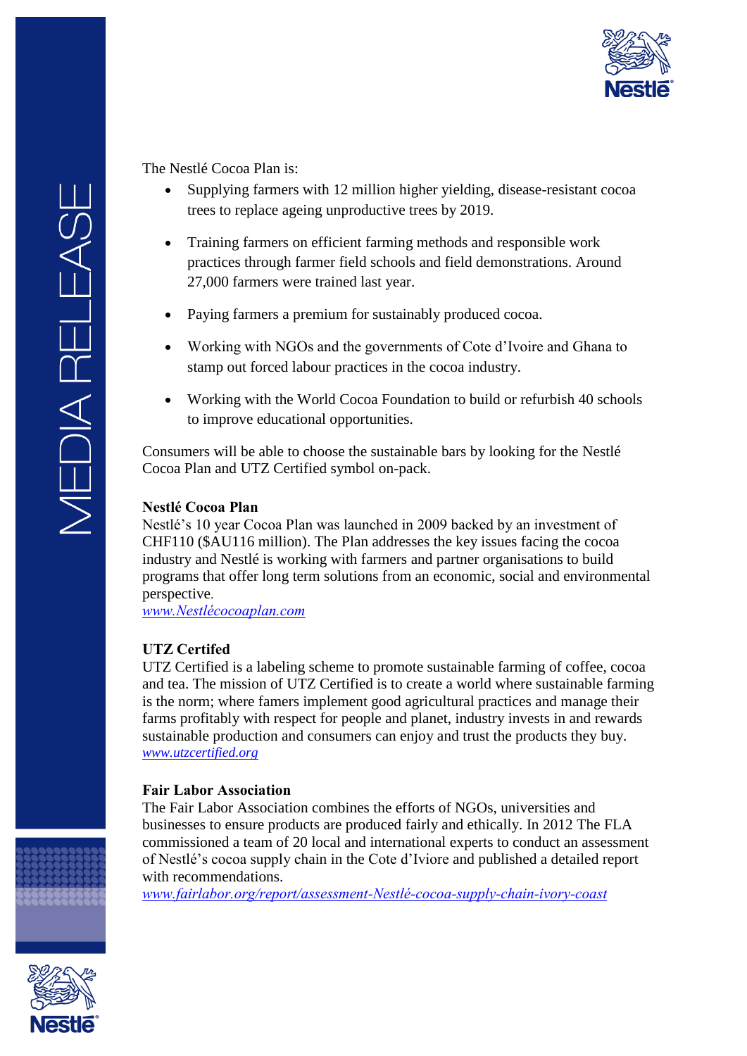The Nestlé Cocoa Plan is:

- Supplying farmers with 12 million higher yielding, disease-resistant cocoa trees to replace ageing unproductive trees by 2019.
- Training farmers on efficient farming methods and responsible work practices through farmer field schools and field demonstrations. Around 27,000 farmers were trained last year.
- Paying farmers a premium for sustainably produced cocoa.
- Working with NGOs and the governments of Cote d'Ivoire and Ghana to stamp out forced labour practices in the cocoa industry.
- Working with the World Cocoa Foundation to build or refurbish 40 schools to improve educational opportunities.

Consumers will be able to choose the sustainable bars by looking for the Nestlé Cocoa Plan and UTZ Certified symbol on-pack.

**Nestlé Cocoa Plan**
Nestlé's 10 year Cocoa Plan was launched in 2009 backed by an investment of CHF110 ($AU116 million). The Plan addresses the key issues facing the cocoa industry and Nestlé is working with farmers and partner organisations to build programs that offer long term solutions from an economic, social and environmental perspective.
*www.Nestlécocoaplan.com*

**UTZ Certifed**
UTZ Certified is a labeling scheme to promote sustainable farming of coffee, cocoa and tea. The mission of UTZ Certified is to create a world where sustainable farming is the norm; where famers implement good agricultural practices and manage their farms profitably with respect for people and planet, industry invests in and rewards sustainable production and consumers can enjoy and trust the products they buy.
*www.utzcertified.org*

**Fair Labor Association**
The Fair Labor Association combines the efforts of NGOs, universities and businesses to ensure products are produced fairly and ethically. In 2012 The FLA commissioned a team of 20 local and international experts to conduct an assessment of Nestlé's cocoa supply chain in the Cote d'Ivoire and published a detailed report with recommendations.
*www.fairlabor.org/report/assessment-Nestlé-cocoa-supply-chain-ivory-coast*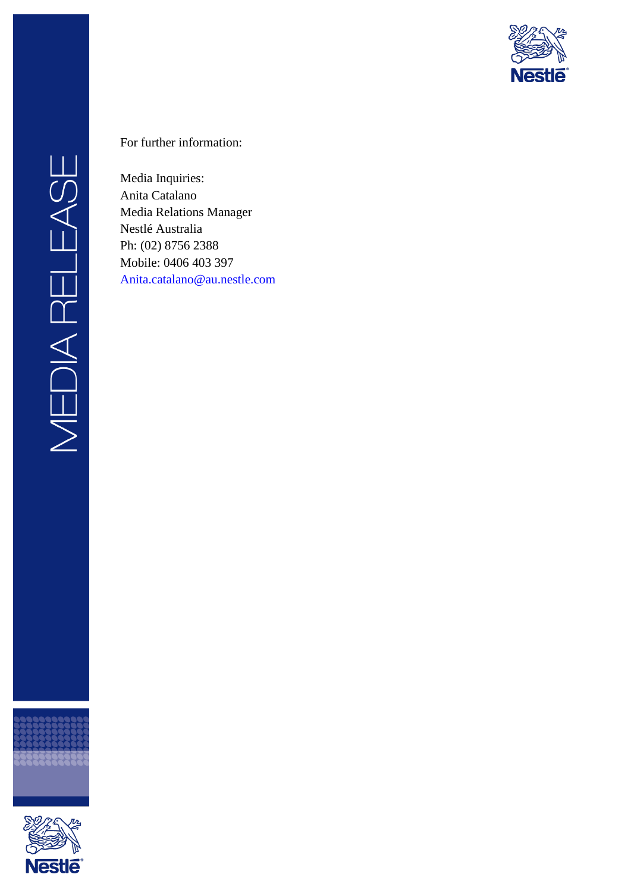For further information:

Media Inquiries:
Anita Catalano
Media Relations Manager
Nestlé Australia
Ph: (02) 8756 2388
Mobile: 0406 403 397
Anita.catalano@au.nestle.com